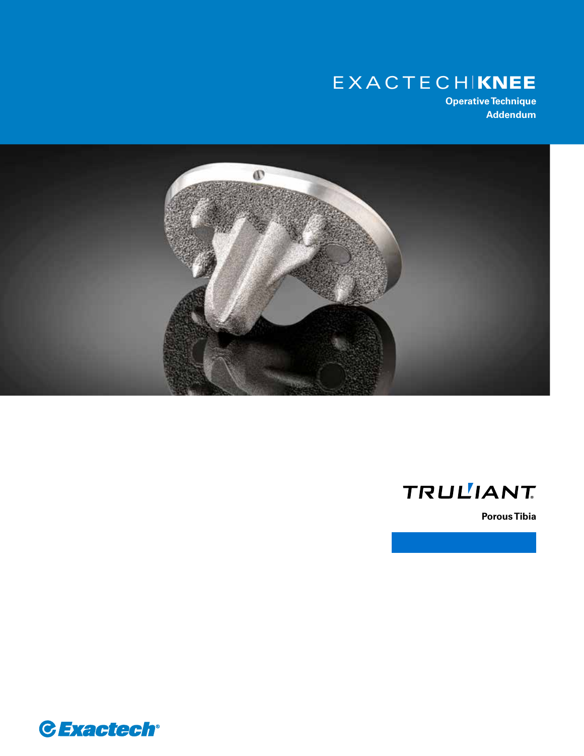# EXACTECH | KNEE

**Operative Technique Addendum**

# TRULIANT®

**Porous Tibia**

Exactech®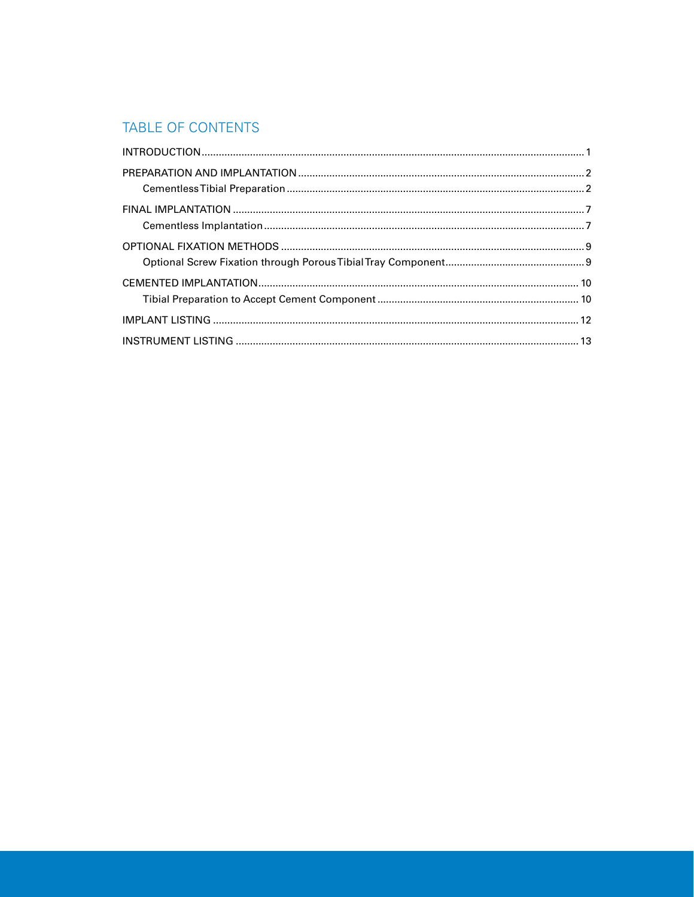## TABLE OF CONTENTS

INTRODUCTION ........................................................................................................................................ 1

PREPARATION AND IMPLANTATION .................................................................................................... 2

- Cementless Tibial Preparation ......................................................................................................... 2

FINAL IMPLANTATION ........................................................................................................................... 7

- Cementless Implantation ................................................................................................................. 7

OPTIONAL FIXATION METHODS ............................................................................................................ 9

- Optional Screw Fixation through Porous Tibial Tray Component .................................................. 9

CEMENTED IMPLANTATION ................................................................................................................ 10

- Tibial Preparation to Accept Cement Component ......................................................................... 10

IMPLANT LISTING ................................................................................................................................. 12

INSTRUMENT LISTING .......................................................................................................................... 13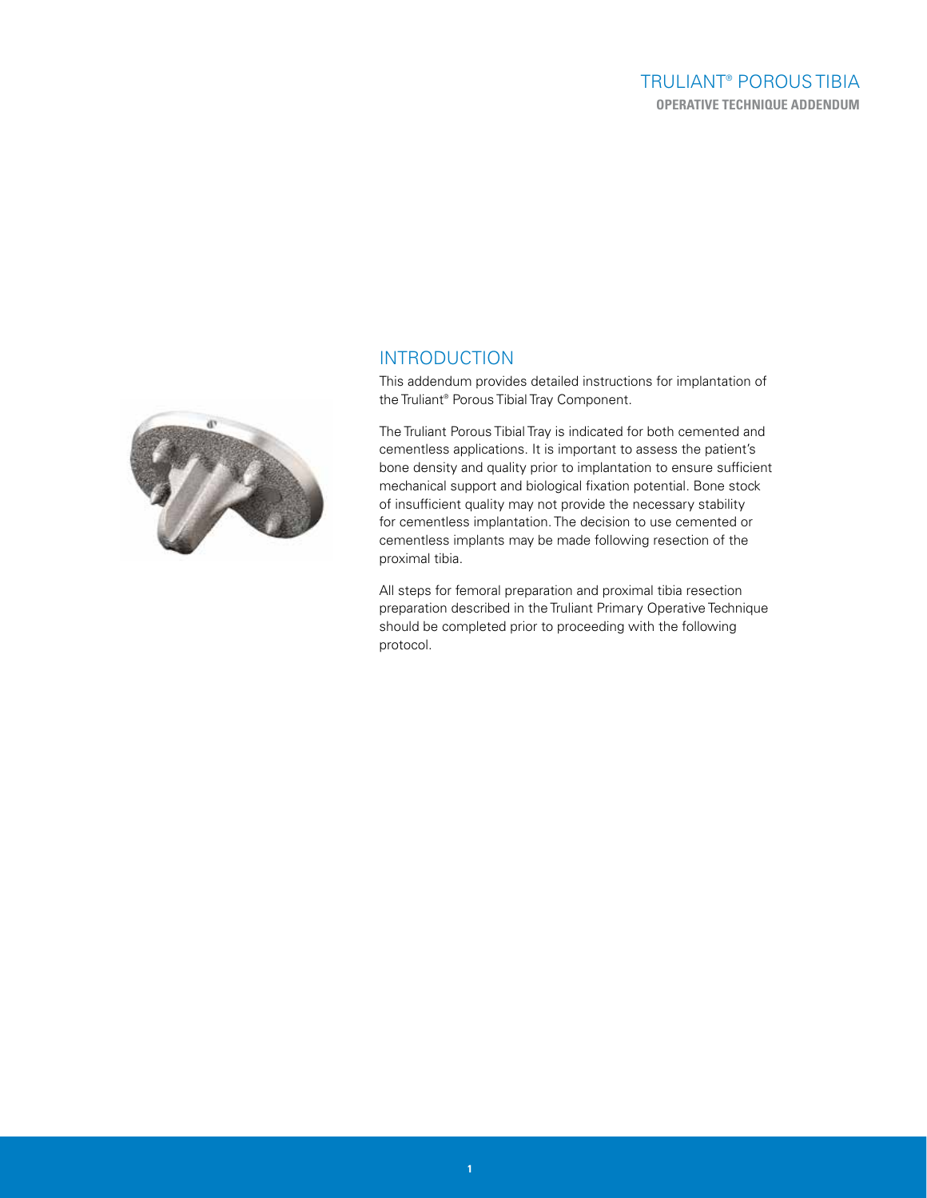# TRULIANT® POROUS TIBIA

**OPERATIVE TECHNIQUE ADDENDUM**

## INTRODUCTION

This addendum provides detailed instructions for implantation of the Truliant® Porous Tibial Tray Component.

The Truliant Porous Tibial Tray is indicated for both cemented and cementless applications. It is important to assess the patient's bone density and quality prior to implantation to ensure sufficient mechanical support and biological fixation potential. Bone stock of insufficient quality may not provide the necessary stability for cementless implantation. The decision to use cemented or cementless implants may be made following resection of the proximal tibia.

All steps for femoral preparation and proximal tibia resection preparation described in the Truliant Primary Operative Technique should be completed prior to proceeding with the following protocol.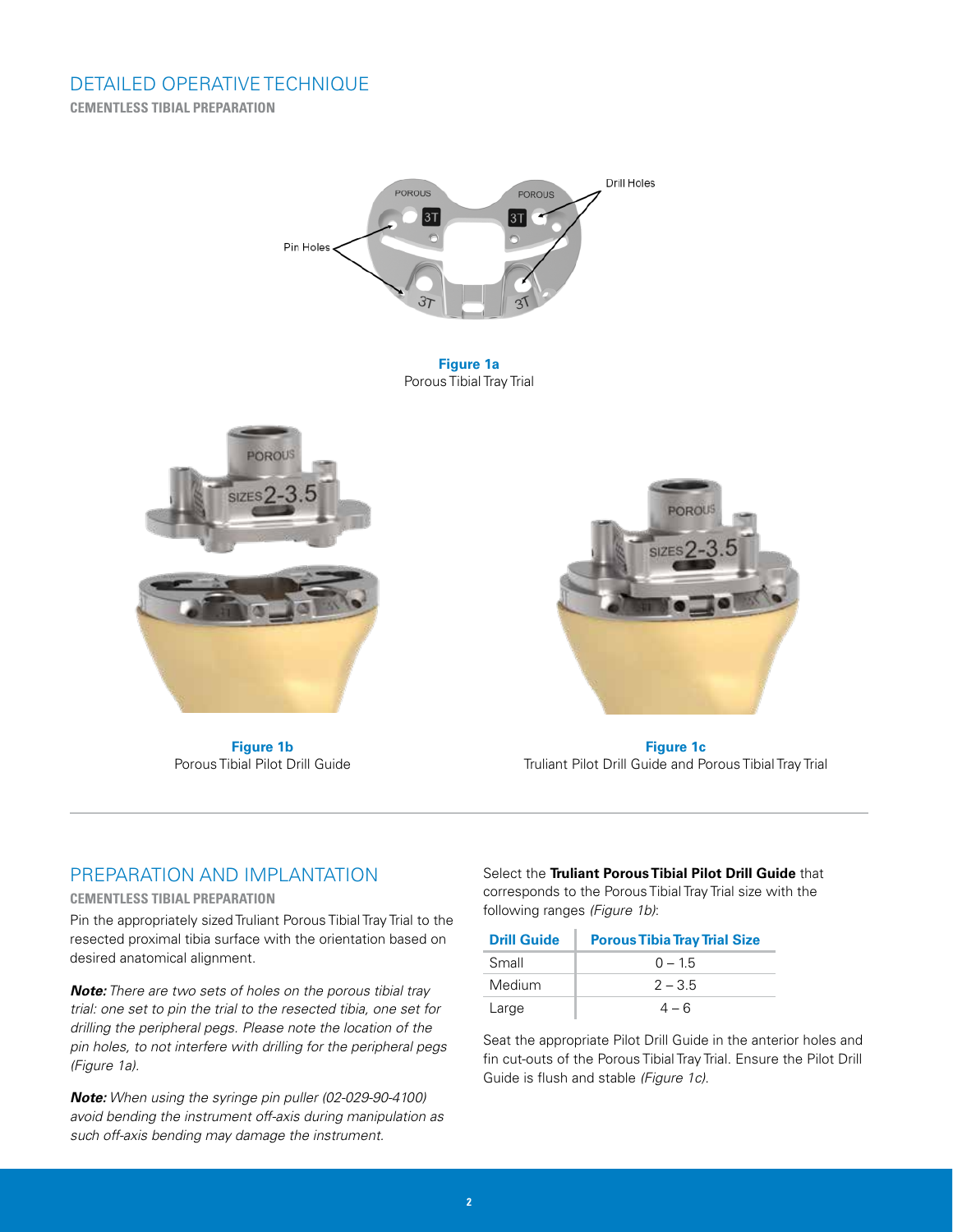## DETAILED OPERATIVE TECHNIQUE

**CEMENTLESS TIBIAL PREPARATION**

Drill Holes

Pin Holes

**Figure 1a**
Porous Tibial Tray Trial

**Figure 1b**
Porous Tibial Pilot Drill Guide

**Figure 1c**
Truliant Pilot Drill Guide and Porous Tibial Tray Trial

## PREPARATION AND IMPLANTATION

**CEMENTLESS TIBIAL PREPARATION**

Pin the appropriately sized Truliant Porous Tibial Tray Trial to the resected proximal tibia surface with the orientation based on desired anatomical alignment.

***Note:*** *There are two sets of holes on the porous tibial tray trial: one set to pin the trial to the resected tibia, one set for drilling the peripheral pegs. Please note the location of the pin holes, to not interfere with drilling for the peripheral pegs (Figure 1a).*

***Note:*** *When using the syringe pin puller (02-029-90-4100) avoid bending the instrument off-axis during manipulation as such off-axis bending may damage the instrument.*

Select the **Truliant Porous Tibial Pilot Drill Guide** that corresponds to the Porous Tibial Tray Trial size with the following ranges *(Figure 1b)*:

| Drill Guide | Porous Tibia Tray Trial Size |
|---|---|
| Small | 0 – 1.5 |
| Medium | 2 – 3.5 |
| Large | 4 – 6 |

Seat the appropriate Pilot Drill Guide in the anterior holes and fin cut-outs of the Porous Tibial Tray Trial. Ensure the Pilot Drill Guide is flush and stable *(Figure 1c)*.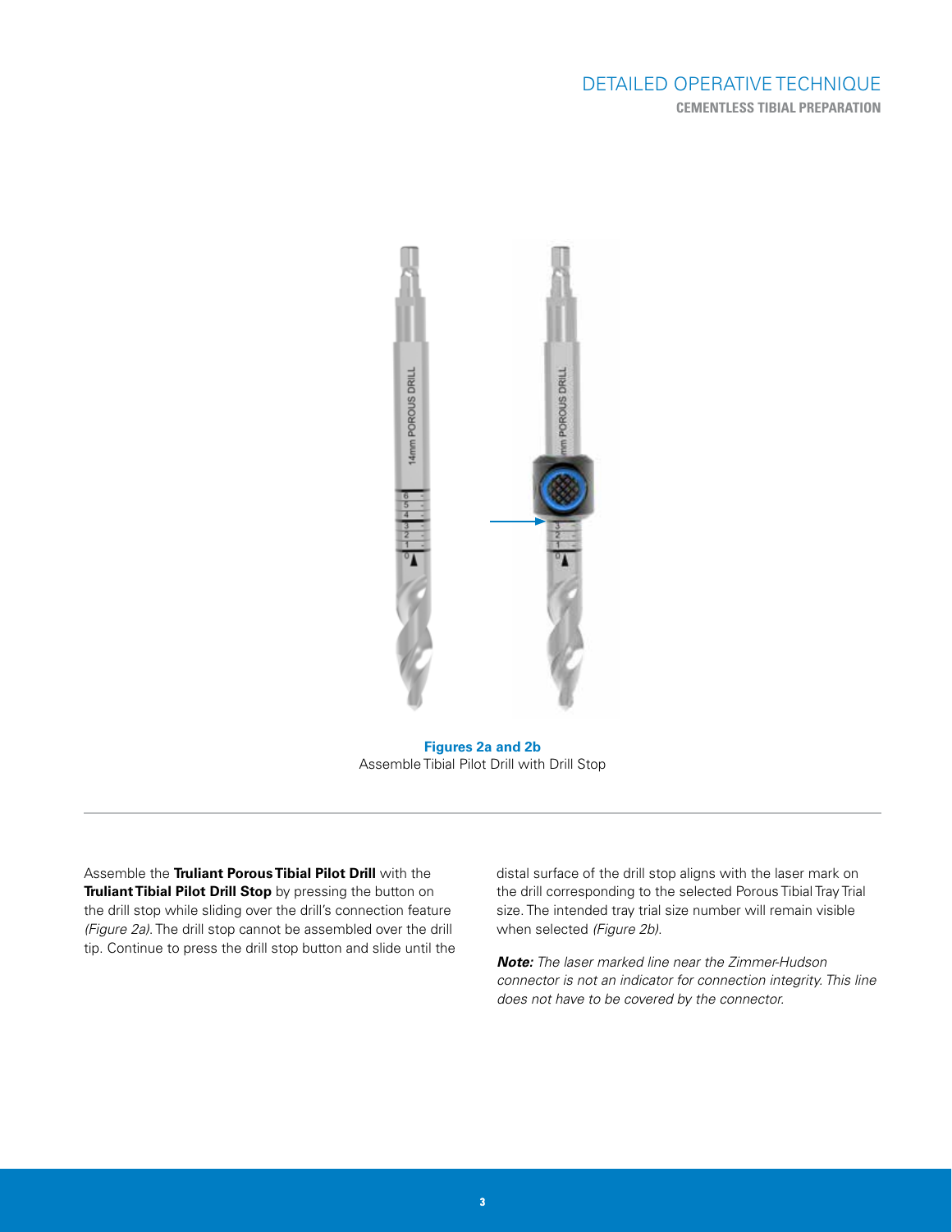**Figures 2a and 2b**
Assemble Tibial Pilot Drill with Drill Stop

Assemble the **Truliant Porous Tibial Pilot Drill** with the **Truliant Tibial Pilot Drill Stop** by pressing the button on the drill stop while sliding over the drill's connection feature *(Figure 2a)*. The drill stop cannot be assembled over the drill tip. Continue to press the drill stop button and slide until the distal surface of the drill stop aligns with the laser mark on the drill corresponding to the selected Porous Tibial Tray Trial size. The intended tray trial size number will remain visible when selected *(Figure 2b)*.

***Note:*** *The laser marked line near the Zimmer-Hudson connector is not an indicator for connection integrity. This line does not have to be covered by the connector.*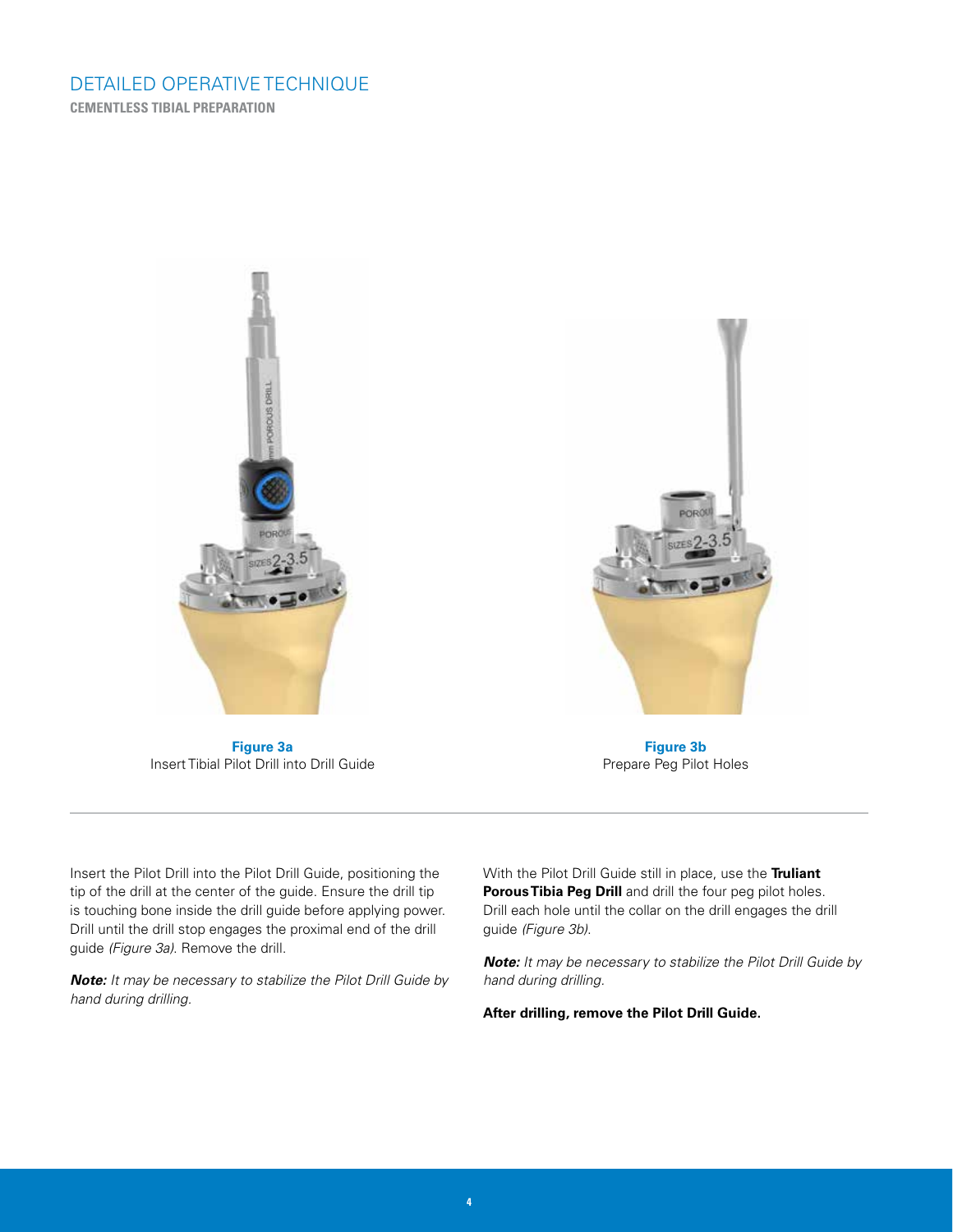# DETAILED OPERATIVE TECHNIQUE

## CEMENTLESS TIBIAL PREPARATION

**Figure 3a**
Insert Tibial Pilot Drill into Drill Guide

**Figure 3b**
Prepare Peg Pilot Holes

Insert the Pilot Drill into the Pilot Drill Guide, positioning the tip of the drill at the center of the guide. Ensure the drill tip is touching bone inside the drill guide before applying power. Drill until the drill stop engages the proximal end of the drill guide *(Figure 3a)*. Remove the drill.

***Note:*** *It may be necessary to stabilize the Pilot Drill Guide by hand during drilling.*

With the Pilot Drill Guide still in place, use the **Truliant Porous Tibia Peg Drill** and drill the four peg pilot holes. Drill each hole until the collar on the drill engages the drill guide *(Figure 3b)*.

***Note:*** *It may be necessary to stabilize the Pilot Drill Guide by hand during drilling.*

**After drilling, remove the Pilot Drill Guide.**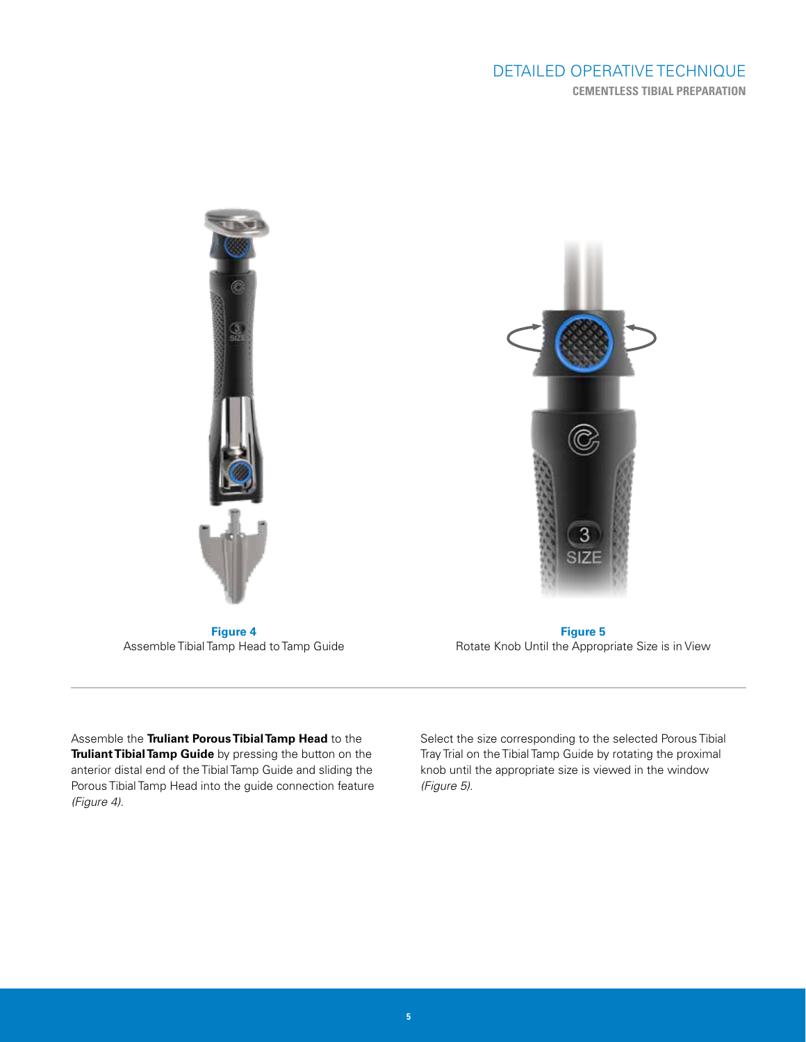**Figure 4**
Assemble Tibial Tamp Head to Tamp Guide

**Figure 5**
Rotate Knob Until the Appropriate Size is in View

Assemble the **Truliant Porous Tibial Tamp Head** to the **Truliant Tibial Tamp Guide** by pressing the button on the anterior distal end of the Tibial Tamp Guide and sliding the Porous Tibial Tamp Head into the guide connection feature *(Figure 4).*

Select the size corresponding to the selected Porous Tibial Tray Trial on the Tibial Tamp Guide by rotating the proximal knob until the appropriate size is viewed in the window *(Figure 5).*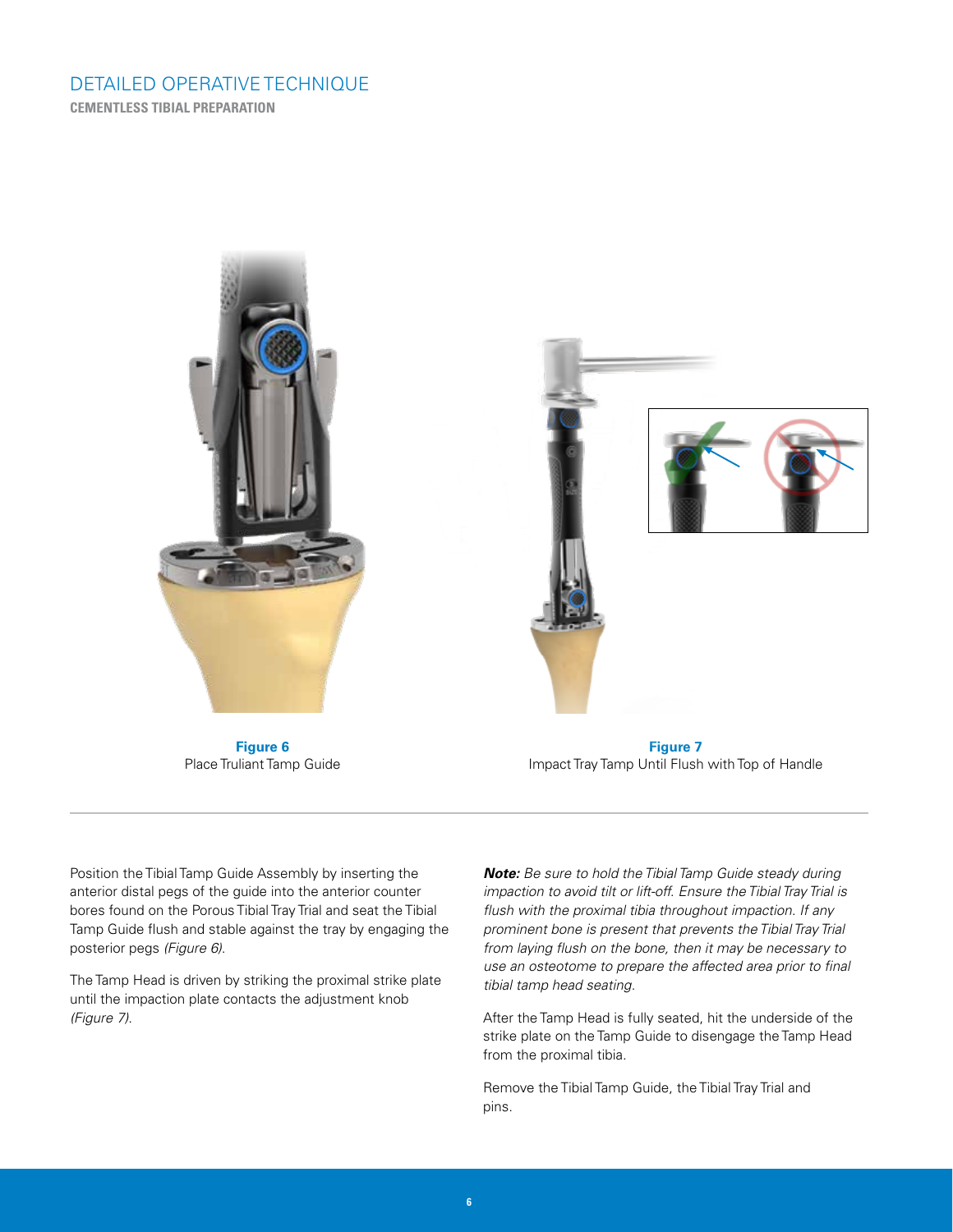# DETAILED OPERATIVE TECHNIQUE

## CEMENTLESS TIBIAL PREPARATION

**Figure 6**
Place Truliant Tamp Guide

**Figure 7**
Impact Tray Tamp Until Flush with Top of Handle

Position the Tibial Tamp Guide Assembly by inserting the anterior distal pegs of the guide into the anterior counter bores found on the Porous Tibial Tray Trial and seat the Tibial Tamp Guide flush and stable against the tray by engaging the posterior pegs *(Figure 6)*.

The Tamp Head is driven by striking the proximal strike plate until the impaction plate contacts the adjustment knob *(Figure 7)*.

***Note:*** *Be sure to hold the Tibial Tamp Guide steady during impaction to avoid tilt or lift-off. Ensure the Tibial Tray Trial is flush with the proximal tibia throughout impaction. If any prominent bone is present that prevents the Tibial Tray Trial from laying flush on the bone, then it may be necessary to use an osteotome to prepare the affected area prior to final tibial tamp head seating.*

After the Tamp Head is fully seated, hit the underside of the strike plate on the Tamp Guide to disengage the Tamp Head from the proximal tibia.

Remove the Tibial Tamp Guide, the Tibial Tray Trial and pins.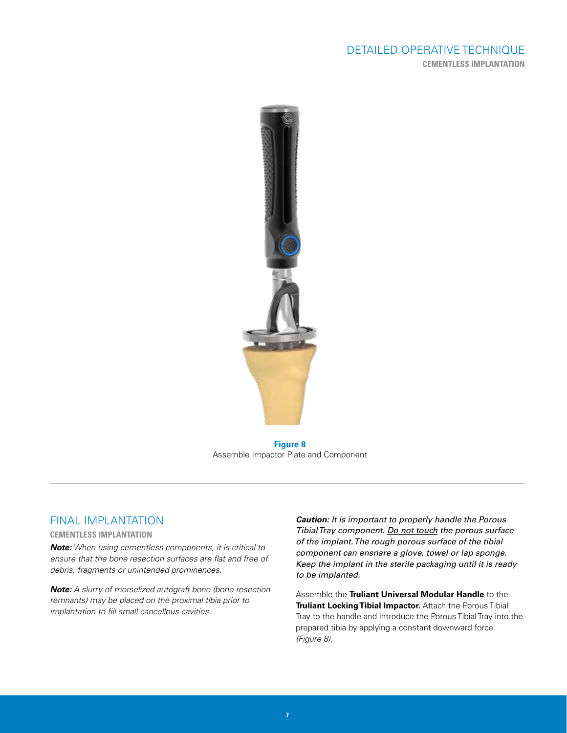**Figure 8**
Assemble Impactor Plate and Component

## FINAL IMPLANTATION

### CEMENTLESS IMPLANTATION

***Note:*** *When using cementless components, it is critical to ensure that the bone resection surfaces are flat and free of debris, fragments or unintended prominences.*

***Note:*** *A slurry of morselized autograft bone (bone resection remnants) may be placed on the proximal tibia prior to implantation to fill small cancellous cavities.*

***Caution:*** *It is important to properly handle the Porous Tibial Tray component. Do not touch the porous surface of the implant. The rough porous surface of the tibial component can ensnare a glove, towel or lap sponge. Keep the implant in the sterile packaging until it is ready to be implanted.*

Assemble the **Truliant Universal Modular Handle** to the **Truliant Locking Tibial Impactor.** Attach the Porous Tibial Tray to the handle and introduce the Porous Tibial Tray into the prepared tibia by applying a constant downward force *(Figure 8).*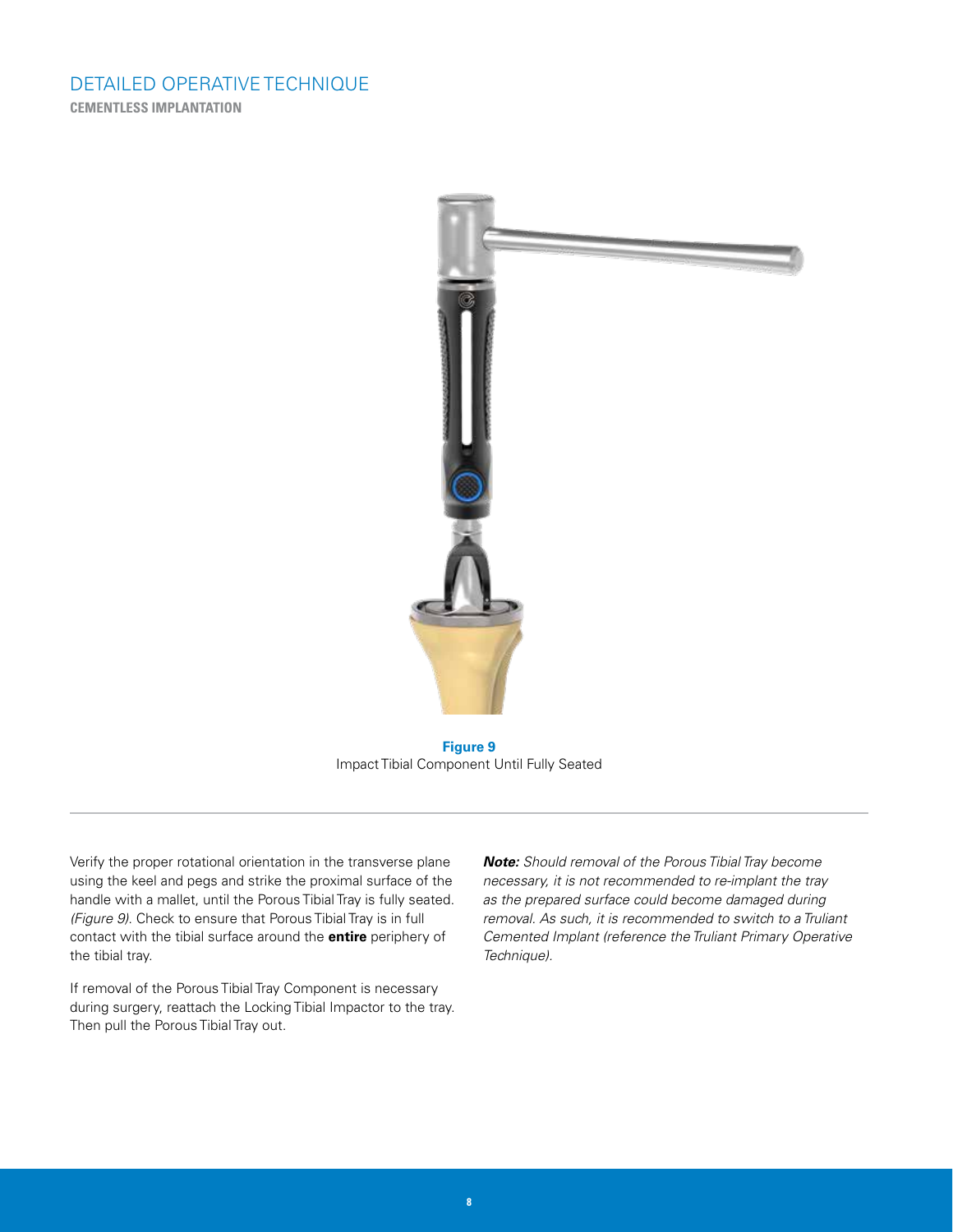## DETAILED OPERATIVE TECHNIQUE

**CEMENTLESS IMPLANTATION**

**Figure 9**
Impact Tibial Component Until Fully Seated

Verify the proper rotational orientation in the transverse plane using the keel and pegs and strike the proximal surface of the handle with a mallet, until the Porous Tibial Tray is fully seated. *(Figure 9)*. Check to ensure that Porous Tibial Tray is in full contact with the tibial surface around the **entire** periphery of the tibial tray.

If removal of the Porous Tibial Tray Component is necessary during surgery, reattach the Locking Tibial Impactor to the tray. Then pull the Porous Tibial Tray out.

***Note:*** *Should removal of the Porous Tibial Tray become necessary, it is not recommended to re-implant the tray as the prepared surface could become damaged during removal. As such, it is recommended to switch to a Truliant Cemented Implant (reference the Truliant Primary Operative Technique).*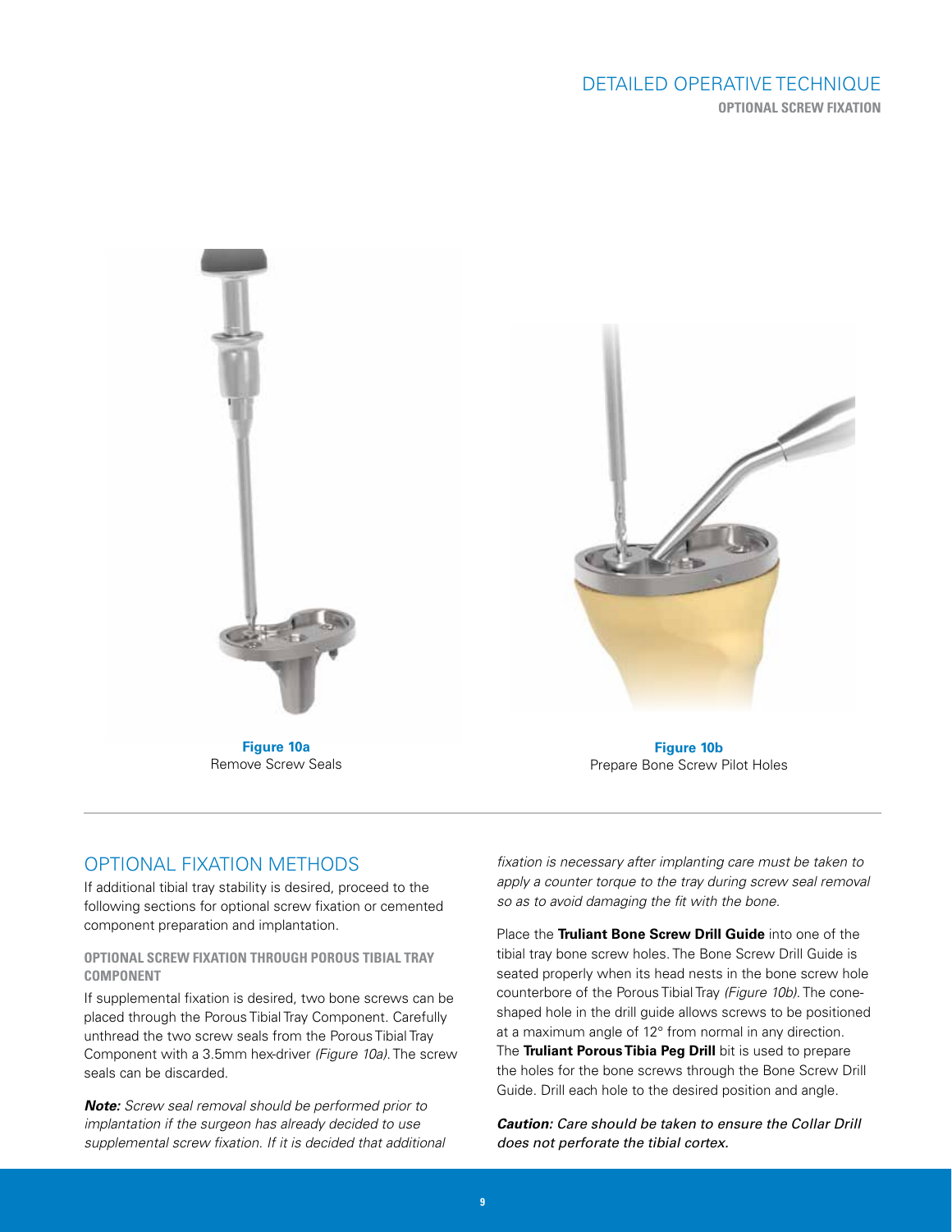Figure 10a
Remove Screw Seals

Figure 10b
Prepare Bone Screw Pilot Holes

## OPTIONAL FIXATION METHODS

If additional tibial tray stability is desired, proceed to the following sections for optional screw fixation or cemented component preparation and implantation.

### OPTIONAL SCREW FIXATION THROUGH POROUS TIBIAL TRAY COMPONENT

If supplemental fixation is desired, two bone screws can be placed through the Porous Tibial Tray Component. Carefully unthread the two screw seals from the Porous Tibial Tray Component with a 3.5mm hex-driver *(Figure 10a)*. The screw seals can be discarded.

***Note:*** *Screw seal removal should be performed prior to implantation if the surgeon has already decided to use supplemental screw fixation. If it is decided that additional fixation is necessary after implanting care must be taken to apply a counter torque to the tray during screw seal removal so as to avoid damaging the fit with the bone.*

Place the **Truliant Bone Screw Drill Guide** into one of the tibial tray bone screw holes. The Bone Screw Drill Guide is seated properly when its head nests in the bone screw hole counterbore of the Porous Tibial Tray *(Figure 10b)*. The cone-shaped hole in the drill guide allows screws to be positioned at a maximum angle of 12° from normal in any direction. The **Truliant Porous Tibia Peg Drill** bit is used to prepare the holes for the bone screws through the Bone Screw Drill Guide. Drill each hole to the desired position and angle.

***Caution:*** ***Care should be taken to ensure the Collar Drill does not perforate the tibial cortex.***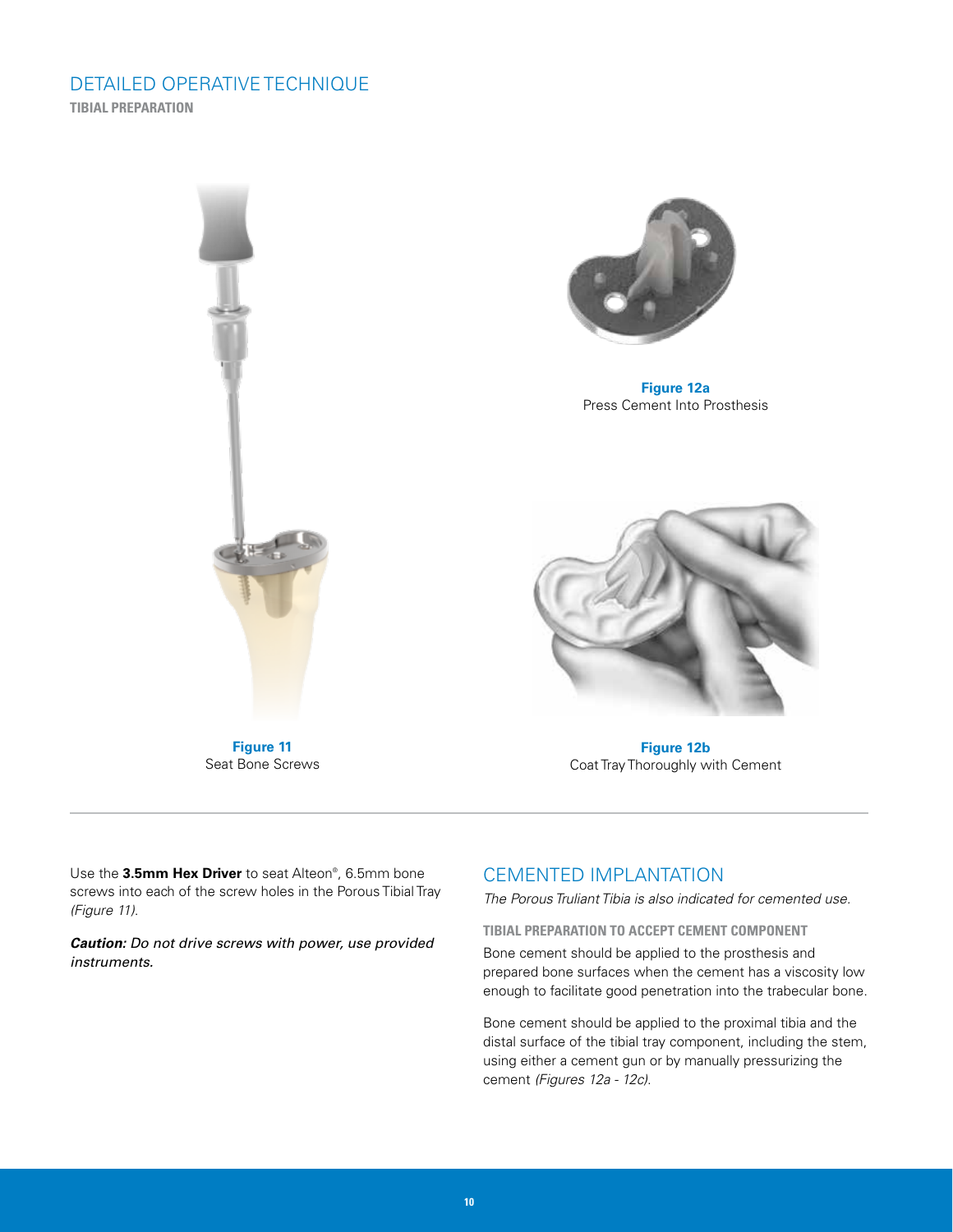# DETAILED OPERATIVE TECHNIQUE

**TIBIAL PREPARATION**

**Figure 12a**
Press Cement Into Prosthesis

**Figure 11**
Seat Bone Screws

**Figure 12b**
Coat Tray Thoroughly with Cement

Use the **3.5mm Hex Driver** to seat Alteon®, 6.5mm bone screws into each of the screw holes in the Porous Tibial Tray *(Figure 11)*.

***Caution:*** *Do not drive screws with power, use provided instruments.*

## CEMENTED IMPLANTATION

*The Porous Truliant Tibia is also indicated for cemented use.*

### TIBIAL PREPARATION TO ACCEPT CEMENT COMPONENT

Bone cement should be applied to the prosthesis and prepared bone surfaces when the cement has a viscosity low enough to facilitate good penetration into the trabecular bone.

Bone cement should be applied to the proximal tibia and the distal surface of the tibial tray component, including the stem, using either a cement gun or by manually pressurizing the cement *(Figures 12a - 12c)*.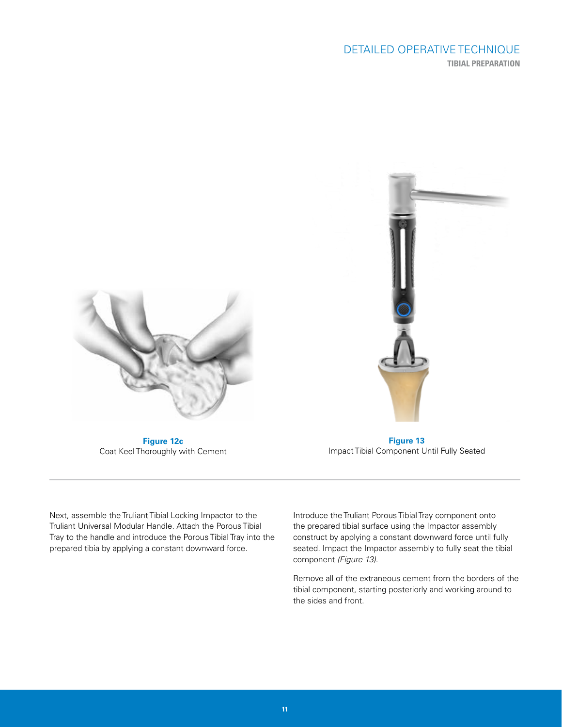# DETAILED OPERATIVE TECHNIQUE

## TIBIAL PREPARATION

**Figure 12c**
Coat Keel Thoroughly with Cement

**Figure 13**
Impact Tibial Component Until Fully Seated

Next, assemble the Truliant Tibial Locking Impactor to the Truliant Universal Modular Handle. Attach the Porous Tibial Tray to the handle and introduce the Porous Tibial Tray into the prepared tibia by applying a constant downward force.

Introduce the Truliant Porous Tibial Tray component onto the prepared tibial surface using the Impactor assembly construct by applying a constant downward force until fully seated. Impact the Impactor assembly to fully seat the tibial component *(Figure 13)*.

Remove all of the extraneous cement from the borders of the tibial component, starting posteriorly and working around to the sides and front.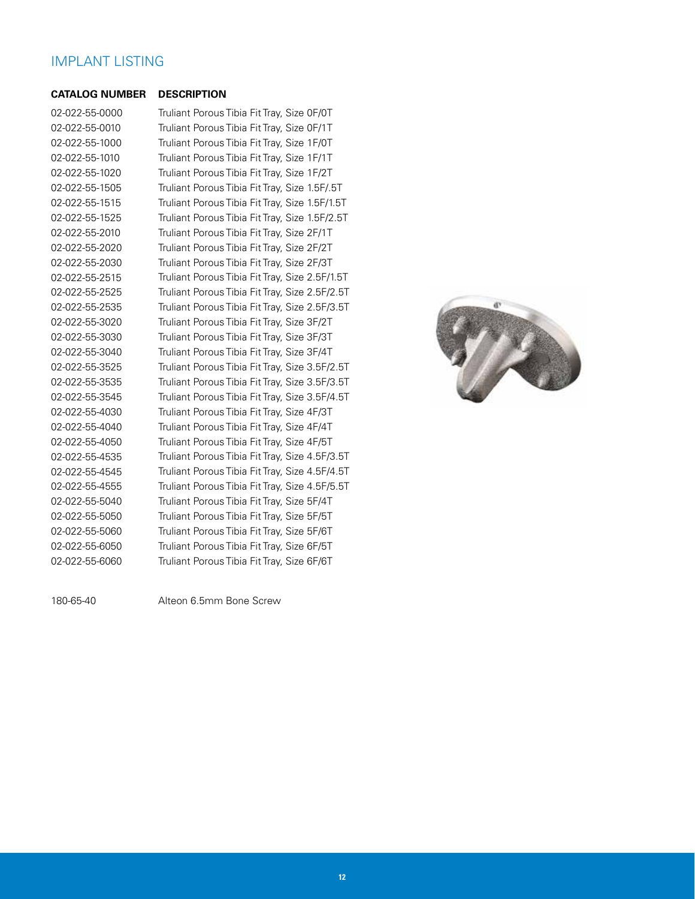## IMPLANT LISTING

| CATALOG NUMBER | DESCRIPTION |
|---|---|
| 02-022-55-0000 | Truliant Porous Tibia Fit Tray, Size 0F/0T |
| 02-022-55-0010 | Truliant Porous Tibia Fit Tray, Size 0F/1T |
| 02-022-55-1000 | Truliant Porous Tibia Fit Tray, Size 1F/0T |
| 02-022-55-1010 | Truliant Porous Tibia Fit Tray, Size 1F/1T |
| 02-022-55-1020 | Truliant Porous Tibia Fit Tray, Size 1F/2T |
| 02-022-55-1505 | Truliant Porous Tibia Fit Tray, Size 1.5F/.5T |
| 02-022-55-1515 | Truliant Porous Tibia Fit Tray, Size 1.5F/1.5T |
| 02-022-55-1525 | Truliant Porous Tibia Fit Tray, Size 1.5F/2.5T |
| 02-022-55-2010 | Truliant Porous Tibia Fit Tray, Size 2F/1T |
| 02-022-55-2020 | Truliant Porous Tibia Fit Tray, Size 2F/2T |
| 02-022-55-2030 | Truliant Porous Tibia Fit Tray, Size 2F/3T |
| 02-022-55-2515 | Truliant Porous Tibia Fit Tray, Size 2.5F/1.5T |
| 02-022-55-2525 | Truliant Porous Tibia Fit Tray, Size 2.5F/2.5T |
| 02-022-55-2535 | Truliant Porous Tibia Fit Tray, Size 2.5F/3.5T |
| 02-022-55-3020 | Truliant Porous Tibia Fit Tray, Size 3F/2T |
| 02-022-55-3030 | Truliant Porous Tibia Fit Tray, Size 3F/3T |
| 02-022-55-3040 | Truliant Porous Tibia Fit Tray, Size 3F/4T |
| 02-022-55-3525 | Truliant Porous Tibia Fit Tray, Size 3.5F/2.5T |
| 02-022-55-3535 | Truliant Porous Tibia Fit Tray, Size 3.5F/3.5T |
| 02-022-55-3545 | Truliant Porous Tibia Fit Tray, Size 3.5F/4.5T |
| 02-022-55-4030 | Truliant Porous Tibia Fit Tray, Size 4F/3T |
| 02-022-55-4040 | Truliant Porous Tibia Fit Tray, Size 4F/4T |
| 02-022-55-4050 | Truliant Porous Tibia Fit Tray, Size 4F/5T |
| 02-022-55-4535 | Truliant Porous Tibia Fit Tray, Size 4.5F/3.5T |
| 02-022-55-4545 | Truliant Porous Tibia Fit Tray, Size 4.5F/4.5T |
| 02-022-55-4555 | Truliant Porous Tibia Fit Tray, Size 4.5F/5.5T |
| 02-022-55-5040 | Truliant Porous Tibia Fit Tray, Size 5F/4T |
| 02-022-55-5050 | Truliant Porous Tibia Fit Tray, Size 5F/5T |
| 02-022-55-5060 | Truliant Porous Tibia Fit Tray, Size 5F/6T |
| 02-022-55-6050 | Truliant Porous Tibia Fit Tray, Size 6F/5T |
| 02-022-55-6060 | Truliant Porous Tibia Fit Tray, Size 6F/6T |
| 180-65-40 | Alteon 6.5mm Bone Screw |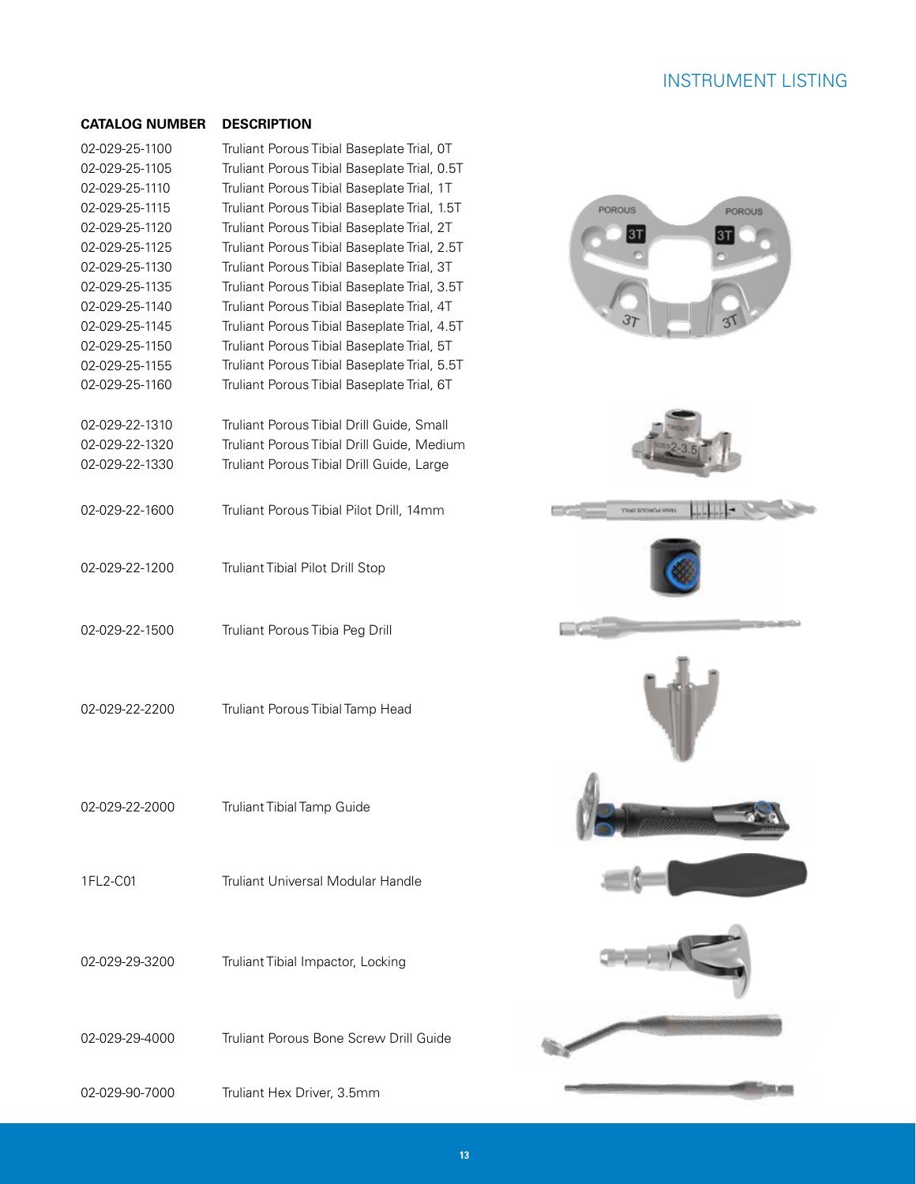# INSTRUMENT LISTING

| CATALOG NUMBER | DESCRIPTION |
|---|---|
| 02-029-25-1100 | Truliant Porous Tibial Baseplate Trial, 0T |
| 02-029-25-1105 | Truliant Porous Tibial Baseplate Trial, 0.5T |
| 02-029-25-1110 | Truliant Porous Tibial Baseplate Trial, 1T |
| 02-029-25-1115 | Truliant Porous Tibial Baseplate Trial, 1.5T |
| 02-029-25-1120 | Truliant Porous Tibial Baseplate Trial, 2T |
| 02-029-25-1125 | Truliant Porous Tibial Baseplate Trial, 2.5T |
| 02-029-25-1130 | Truliant Porous Tibial Baseplate Trial, 3T |
| 02-029-25-1135 | Truliant Porous Tibial Baseplate Trial, 3.5T |
| 02-029-25-1140 | Truliant Porous Tibial Baseplate Trial, 4T |
| 02-029-25-1145 | Truliant Porous Tibial Baseplate Trial, 4.5T |
| 02-029-25-1150 | Truliant Porous Tibial Baseplate Trial, 5T |
| 02-029-25-1155 | Truliant Porous Tibial Baseplate Trial, 5.5T |
| 02-029-25-1160 | Truliant Porous Tibial Baseplate Trial, 6T |
| 02-029-22-1310 | Truliant Porous Tibial Drill Guide, Small |
| 02-029-22-1320 | Truliant Porous Tibial Drill Guide, Medium |
| 02-029-22-1330 | Truliant Porous Tibial Drill Guide, Large |
| 02-029-22-1600 | Truliant Porous Tibial Pilot Drill, 14mm |
| 02-029-22-1200 | Truliant Tibial Pilot Drill Stop |
| 02-029-22-1500 | Truliant Porous Tibia Peg Drill |
| 02-029-22-2200 | Truliant Porous Tibial Tamp Head |
| 02-029-22-2000 | Truliant Tibial Tamp Guide |
| 1FL2-C01 | Truliant Universal Modular Handle |
| 02-029-29-3200 | Truliant Tibial Impactor, Locking |
| 02-029-29-4000 | Truliant Porous Bone Screw Drill Guide |
| 02-029-90-7000 | Truliant Hex Driver, 3.5mm |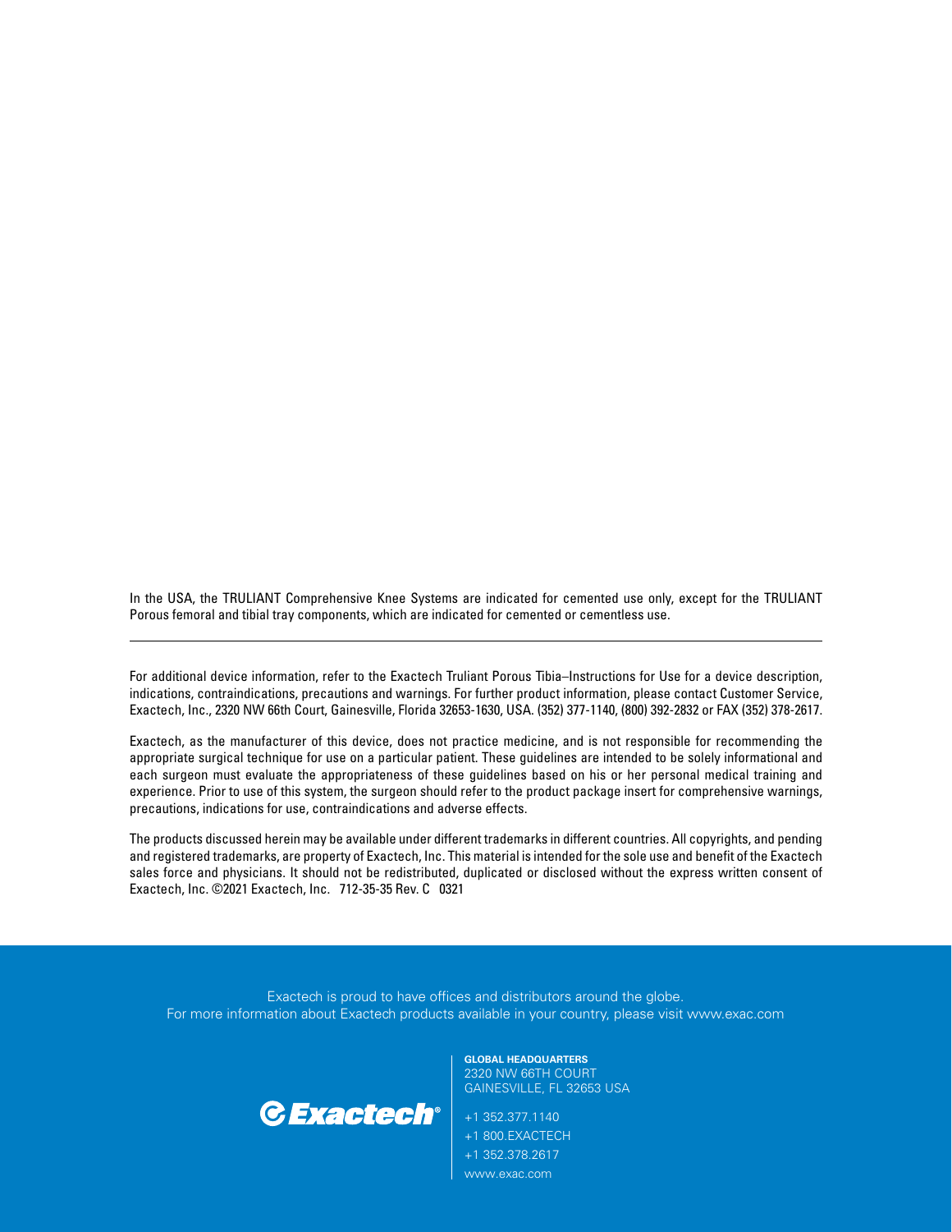In the USA, the TRULIANT Comprehensive Knee Systems are indicated for cemented use only, except for the TRULIANT Porous femoral and tibial tray components, which are indicated for cemented or cementless use.

---

For additional device information, refer to the Exactech Truliant Porous Tibia–Instructions for Use for a device description, indications, contraindications, precautions and warnings. For further product information, please contact Customer Service, Exactech, Inc., 2320 NW 66th Court, Gainesville, Florida 32653-1630, USA. (352) 377-1140, (800) 392-2832 or FAX (352) 378-2617.

Exactech, as the manufacturer of this device, does not practice medicine, and is not responsible for recommending the appropriate surgical technique for use on a particular patient. These guidelines are intended to be solely informational and each surgeon must evaluate the appropriateness of these guidelines based on his or her personal medical training and experience. Prior to use of this system, the surgeon should refer to the product package insert for comprehensive warnings, precautions, indications for use, contraindications and adverse effects.

The products discussed herein may be available under different trademarks in different countries. All copyrights, and pending and registered trademarks, are property of Exactech, Inc. This material is intended for the sole use and benefit of the Exactech sales force and physicians. It should not be redistributed, duplicated or disclosed without the express written consent of Exactech, Inc. ©2021 Exactech, Inc. 712-35-35 Rev. C 0321

Exactech is proud to have offices and distributors around the globe.
For more information about Exactech products available in your country, please visit www.exac.com

Exactech®

**GLOBAL HEADQUARTERS**
2320 NW 66TH COURT
GAINESVILLE, FL 32653 USA

+1 352.377.1140
+1 800.EXACTECH
+1 352.378.2617
www.exac.com